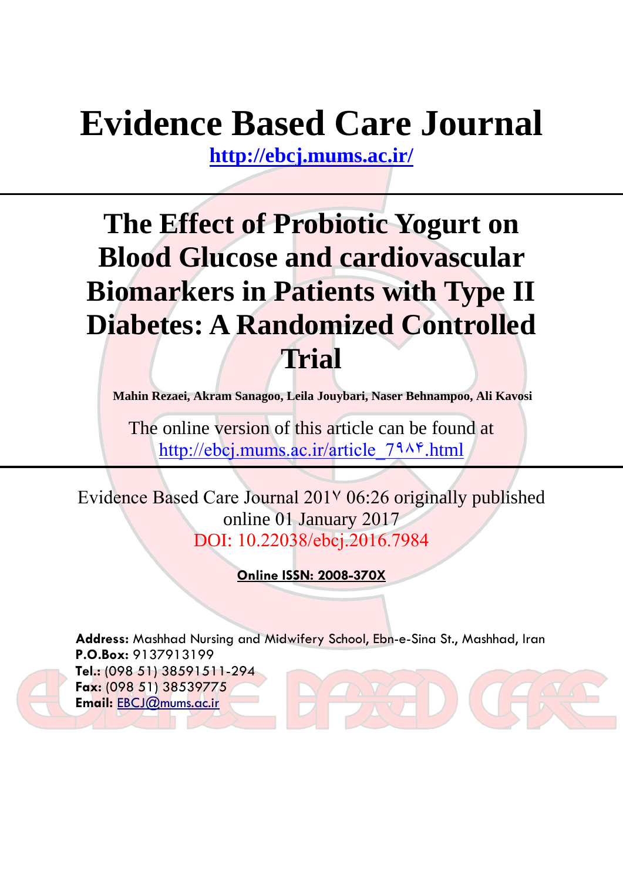# Evidence Based Care Journal

**http://ebcj.mums.ac.ir/**

# The Effect of Probiotic Yogurt on Blood Glucose and cardiovascular Biomarkers in Patients with Type II Diabetes: A Randomized Controlled Trial

**Mahin Rezaei, Akram Sanagoo, Leila Jouybari, Naser Behnampoo, Ali Kavosi**

The online version of this article can be found at
http://ebcj.mums.ac.ir/article_7۹۸۴.html

Evidence Based Care Journal 201۷ 06:26 originally published online 01 January 2017
DOI: 10.22038/ebcj.2016.7984

**Online ISSN: 2008-370X**

**Address:** Mashhad Nursing and Midwifery School, Ebn-e-Sina St., Mashhad, Iran
**P.O.Box:** 9137913199
**Tel.:** (098 51) 38591511-294
**Fax:** (098 51) 38539775
**Email:** EBCJ@mums.ac.ir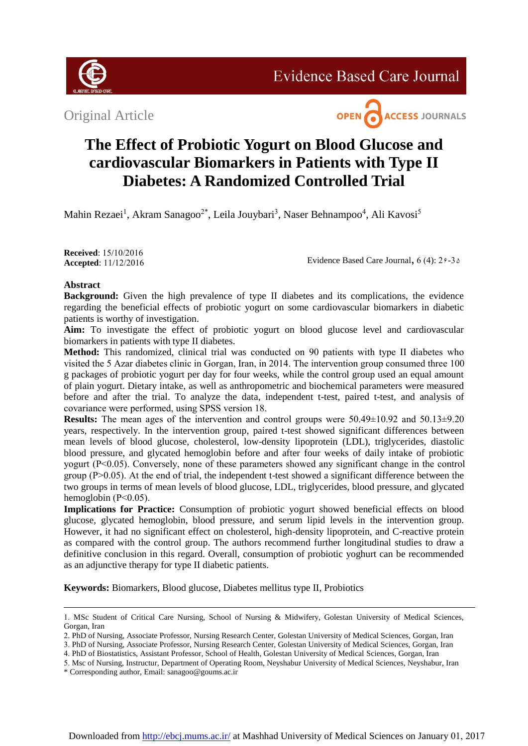Original Article

# The Effect of Probiotic Yogurt on Blood Glucose and cardiovascular Biomarkers in Patients with Type II Diabetes: A Randomized Controlled Trial

Mahin Rezaei[1], Akram Sanagoo[2*], Leila Jouybari[3], Naser Behnampoo[4], Ali Kavosi[5]

**Received**: 15/10/2016
**Accepted**: 11/12/2016

## Abstract

**Background:** Given the high prevalence of type II diabetes and its complications, the evidence regarding the beneficial effects of probiotic yogurt on some cardiovascular biomarkers in diabetic patients is worthy of investigation.

**Aim:** To investigate the effect of probiotic yogurt on blood glucose level and cardiovascular biomarkers in patients with type II diabetes.

**Method:** This randomized, clinical trial was conducted on 90 patients with type II diabetes who visited the 5 Azar diabetes clinic in Gorgan, Iran, in 2014. The intervention group consumed three 100 g packages of probiotic yogurt per day for four weeks, while the control group used an equal amount of plain yogurt. Dietary intake, as well as anthropometric and biochemical parameters were measured before and after the trial. To analyze the data, independent t-test, paired t-test, and analysis of covariance were performed, using SPSS version 18.

**Results:** The mean ages of the intervention and control groups were 50.49±10.92 and 50.13±9.20 years, respectively. In the intervention group, paired t-test showed significant differences between mean levels of blood glucose, cholesterol, low-density lipoprotein (LDL), triglycerides, diastolic blood pressure, and glycated hemoglobin before and after four weeks of daily intake of probiotic yogurt ($P<0.05$). Conversely, none of these parameters showed any significant change in the control group ($P>0.05$). At the end of trial, the independent t-test showed a significant difference between the two groups in terms of mean levels of blood glucose, LDL, triglycerides, blood pressure, and glycated hemoglobin ($P<0.05$).

**Implications for Practice:** Consumption of probiotic yogurt showed beneficial effects on blood glucose, glycated hemoglobin, blood pressure, and serum lipid levels in the intervention group. However, it had no significant effect on cholesterol, high-density lipoprotein, and C-reactive protein as compared with the control group. The authors recommend further longitudinal studies to draw a definitive conclusion in this regard. Overall, consumption of probiotic yoghurt can be recommended as an adjunctive therapy for type II diabetic patients.

**Keywords:** Biomarkers, Blood glucose, Diabetes mellitus type II, Probiotics

---

1. MSc Student of Critical Care Nursing, School of Nursing & Midwifery, Golestan University of Medical Sciences, Gorgan, Iran
2. PhD of Nursing, Associate Professor, Nursing Research Center, Golestan University of Medical Sciences, Gorgan, Iran
3. PhD of Nursing, Associate Professor, Nursing Research Center, Golestan University of Medical Sciences, Gorgan, Iran
4. PhD of Biostatistics, Assistant Professor, School of Health, Golestan University of Medical Sciences, Gorgan, Iran
5. Msc of Nursing, Instructur, Department of Operating Room, Neyshabur University of Medical Sciences, Neyshabur, Iran

\* Corresponding author, Email: sanagoo@goums.ac.ir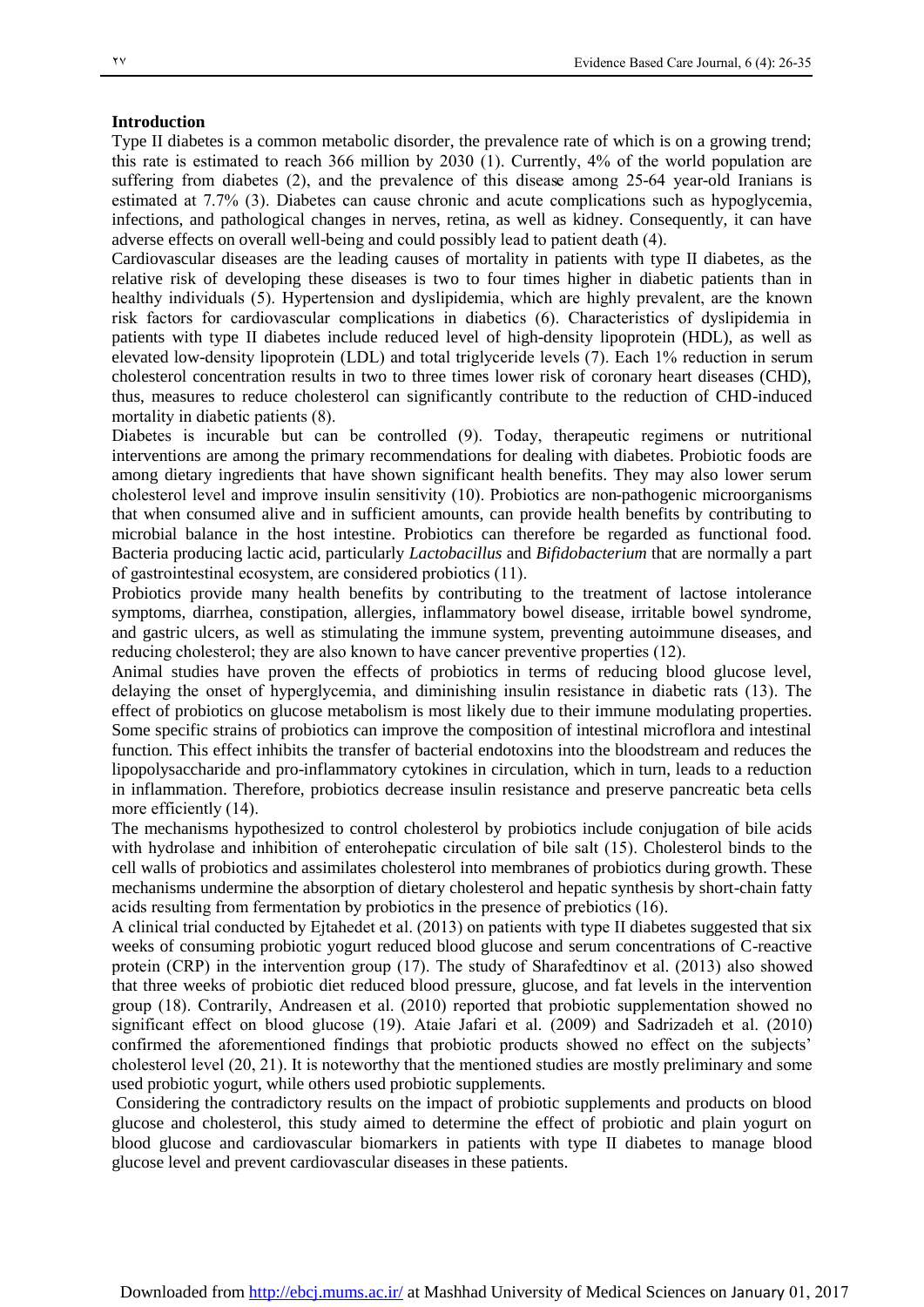## Introduction

Type II diabetes is a common metabolic disorder, the prevalence rate of which is on a growing trend; this rate is estimated to reach 366 million by 2030 (1). Currently, 4% of the world population are suffering from diabetes (2), and the prevalence of this disease among 25-64 year-old Iranians is estimated at 7.7% (3). Diabetes can cause chronic and acute complications such as hypoglycemia, infections, and pathological changes in nerves, retina, as well as kidney. Consequently, it can have adverse effects on overall well-being and could possibly lead to patient death (4).

Cardiovascular diseases are the leading causes of mortality in patients with type II diabetes, as the relative risk of developing these diseases is two to four times higher in diabetic patients than in healthy individuals (5). Hypertension and dyslipidemia, which are highly prevalent, are the known risk factors for cardiovascular complications in diabetics (6). Characteristics of dyslipidemia in patients with type II diabetes include reduced level of high-density lipoprotein (HDL), as well as elevated low-density lipoprotein (LDL) and total triglyceride levels (7). Each 1% reduction in serum cholesterol concentration results in two to three times lower risk of coronary heart diseases (CHD), thus, measures to reduce cholesterol can significantly contribute to the reduction of CHD-induced mortality in diabetic patients (8).

Diabetes is incurable but can be controlled (9). Today, therapeutic regimens or nutritional interventions are among the primary recommendations for dealing with diabetes. Probiotic foods are among dietary ingredients that have shown significant health benefits. They may also lower serum cholesterol level and improve insulin sensitivity (10). Probiotics are non-pathogenic microorganisms that when consumed alive and in sufficient amounts, can provide health benefits by contributing to microbial balance in the host intestine. Probiotics can therefore be regarded as functional food. Bacteria producing lactic acid, particularly *Lactobacillus* and *Bifidobacterium* that are normally a part of gastrointestinal ecosystem, are considered probiotics (11).

Probiotics provide many health benefits by contributing to the treatment of lactose intolerance symptoms, diarrhea, constipation, allergies, inflammatory bowel disease, irritable bowel syndrome, and gastric ulcers, as well as stimulating the immune system, preventing autoimmune diseases, and reducing cholesterol; they are also known to have cancer preventive properties (12).

Animal studies have proven the effects of probiotics in terms of reducing blood glucose level, delaying the onset of hyperglycemia, and diminishing insulin resistance in diabetic rats (13). The effect of probiotics on glucose metabolism is most likely due to their immune modulating properties. Some specific strains of probiotics can improve the composition of intestinal microflora and intestinal function. This effect inhibits the transfer of bacterial endotoxins into the bloodstream and reduces the lipopolysaccharide and pro-inflammatory cytokines in circulation, which in turn, leads to a reduction in inflammation. Therefore, probiotics decrease insulin resistance and preserve pancreatic beta cells more efficiently (14).

The mechanisms hypothesized to control cholesterol by probiotics include conjugation of bile acids with hydrolase and inhibition of enterohepatic circulation of bile salt (15). Cholesterol binds to the cell walls of probiotics and assimilates cholesterol into membranes of probiotics during growth. These mechanisms undermine the absorption of dietary cholesterol and hepatic synthesis by short-chain fatty acids resulting from fermentation by probiotics in the presence of prebiotics (16).

A clinical trial conducted by Ejtahedet et al. (2013) on patients with type II diabetes suggested that six weeks of consuming probiotic yogurt reduced blood glucose and serum concentrations of C-reactive protein (CRP) in the intervention group (17). The study of Sharafedtinov et al. (2013) also showed that three weeks of probiotic diet reduced blood pressure, glucose, and fat levels in the intervention group (18). Contrarily, Andreasen et al. (2010) reported that probiotic supplementation showed no significant effect on blood glucose (19). Ataie Jafari et al. (2009) and Sadrizadeh et al. (2010) confirmed the aforementioned findings that probiotic products showed no effect on the subjects' cholesterol level (20, 21). It is noteworthy that the mentioned studies are mostly preliminary and some used probiotic yogurt, while others used probiotic supplements.

Considering the contradictory results on the impact of probiotic supplements and products on blood glucose and cholesterol, this study aimed to determine the effect of probiotic and plain yogurt on blood glucose and cardiovascular biomarkers in patients with type II diabetes to manage blood glucose level and prevent cardiovascular diseases in these patients.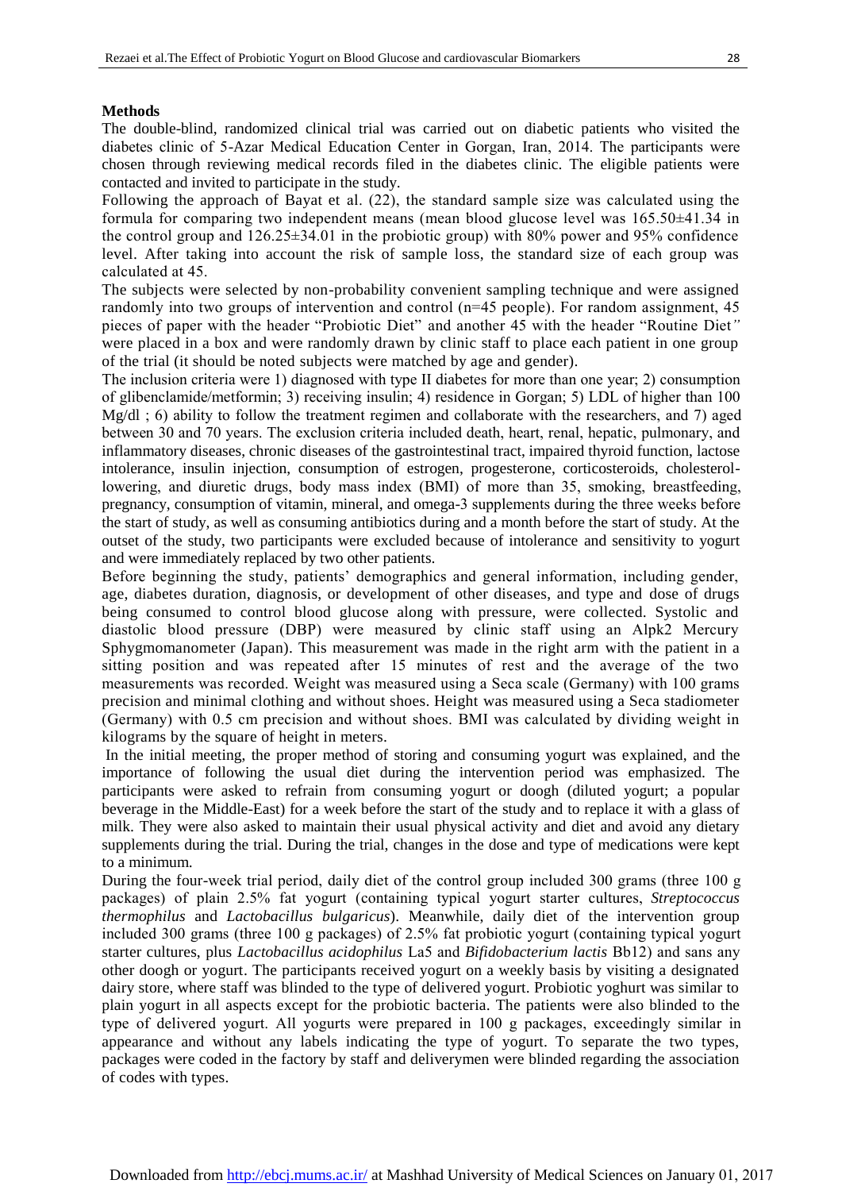## Methods

The double-blind, randomized clinical trial was carried out on diabetic patients who visited the diabetes clinic of 5-Azar Medical Education Center in Gorgan, Iran, 2014. The participants were chosen through reviewing medical records filed in the diabetes clinic. The eligible patients were contacted and invited to participate in the study.

Following the approach of Bayat et al. (22), the standard sample size was calculated using the formula for comparing two independent means (mean blood glucose level was 165.50±41.34 in the control group and 126.25±34.01 in the probiotic group) with 80% power and 95% confidence level. After taking into account the risk of sample loss, the standard size of each group was calculated at 45.

The subjects were selected by non-probability convenient sampling technique and were assigned randomly into two groups of intervention and control (n=45 people). For random assignment, 45 pieces of paper with the header "Probiotic Diet" and another 45 with the header "Routine Diet*"* were placed in a box and were randomly drawn by clinic staff to place each patient in one group of the trial (it should be noted subjects were matched by age and gender).

The inclusion criteria were 1) diagnosed with type II diabetes for more than one year; 2) consumption of glibenclamide/metformin; 3) receiving insulin; 4) residence in Gorgan; 5) LDL of higher than 100 Mg/dl ; 6) ability to follow the treatment regimen and collaborate with the researchers, and 7) aged between 30 and 70 years. The exclusion criteria included death, heart, renal, hepatic, pulmonary, and inflammatory diseases, chronic diseases of the gastrointestinal tract, impaired thyroid function, lactose intolerance, insulin injection, consumption of estrogen, progesterone, corticosteroids, cholesterol-lowering, and diuretic drugs, body mass index (BMI) of more than 35, smoking, breastfeeding, pregnancy, consumption of vitamin, mineral, and omega-3 supplements during the three weeks before the start of study, as well as consuming antibiotics during and a month before the start of study. At the outset of the study, two participants were excluded because of intolerance and sensitivity to yogurt and were immediately replaced by two other patients.

Before beginning the study, patients' demographics and general information, including gender, age, diabetes duration, diagnosis, or development of other diseases, and type and dose of drugs being consumed to control blood glucose along with pressure, were collected. Systolic and diastolic blood pressure (DBP) were measured by clinic staff using an Alpk2 Mercury Sphygmomanometer (Japan). This measurement was made in the right arm with the patient in a sitting position and was repeated after 15 minutes of rest and the average of the two measurements was recorded. Weight was measured using a Seca scale (Germany) with 100 grams precision and minimal clothing and without shoes. Height was measured using a Seca stadiometer (Germany) with 0.5 cm precision and without shoes. BMI was calculated by dividing weight in kilograms by the square of height in meters.

In the initial meeting, the proper method of storing and consuming yogurt was explained, and the importance of following the usual diet during the intervention period was emphasized. The participants were asked to refrain from consuming yogurt or doogh (diluted yogurt; a popular beverage in the Middle-East) for a week before the start of the study and to replace it with a glass of milk. They were also asked to maintain their usual physical activity and diet and avoid any dietary supplements during the trial. During the trial, changes in the dose and type of medications were kept to a minimum.

During the four-week trial period, daily diet of the control group included 300 grams (three 100 g packages) of plain 2.5% fat yogurt (containing typical yogurt starter cultures, *Streptococcus thermophilus* and *Lactobacillus bulgaricus*). Meanwhile, daily diet of the intervention group included 300 grams (three 100 g packages) of 2.5% fat probiotic yogurt (containing typical yogurt starter cultures, plus *Lactobacillus acidophilus* La5 and *Bifidobacterium lactis* Bb12) and sans any other doogh or yogurt. The participants received yogurt on a weekly basis by visiting a designated dairy store, where staff was blinded to the type of delivered yogurt. Probiotic yoghurt was similar to plain yogurt in all aspects except for the probiotic bacteria. The patients were also blinded to the type of delivered yogurt. All yogurts were prepared in 100 g packages, exceedingly similar in appearance and without any labels indicating the type of yogurt. To separate the two types, packages were coded in the factory by staff and deliverymen were blinded regarding the association of codes with types.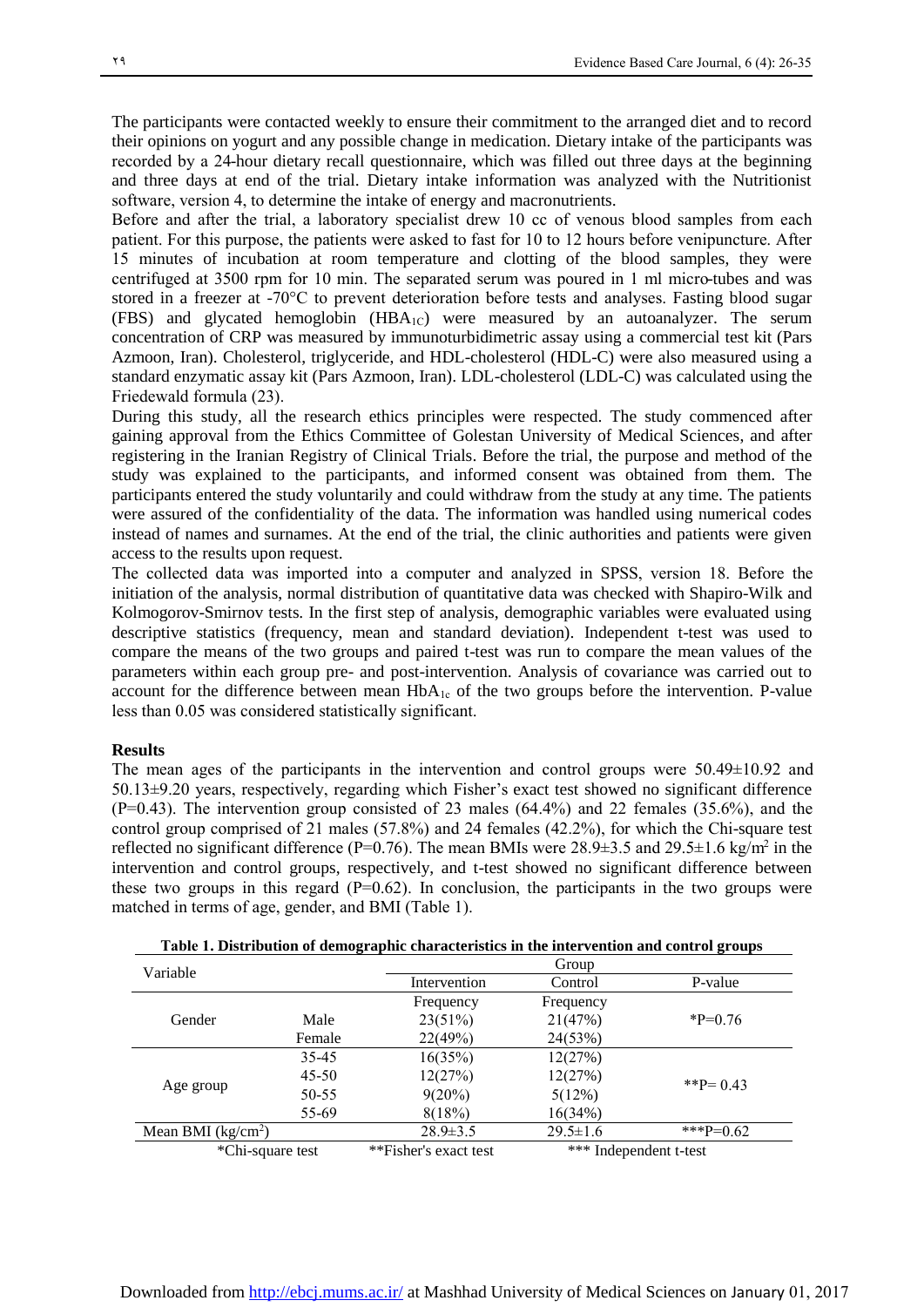The participants were contacted weekly to ensure their commitment to the arranged diet and to record their opinions on yogurt and any possible change in medication. Dietary intake of the participants was recorded by a 24-hour dietary recall questionnaire, which was filled out three days at the beginning and three days at end of the trial. Dietary intake information was analyzed with the Nutritionist software, version 4, to determine the intake of energy and macronutrients.

Before and after the trial, a laboratory specialist drew 10 cc of venous blood samples from each patient. For this purpose, the patients were asked to fast for 10 to 12 hours before venipuncture. After 15 minutes of incubation at room temperature and clotting of the blood samples, they were centrifuged at 3500 rpm for 10 min. The separated serum was poured in 1 ml micro-tubes and was stored in a freezer at -70°C to prevent deterioration before tests and analyses. Fasting blood sugar (FBS) and glycated hemoglobin ($HBA_{1C}$) were measured by an autoanalyzer. The serum concentration of CRP was measured by immunoturbidimetric assay using a commercial test kit (Pars Azmoon, Iran). Cholesterol, triglyceride, and HDL-cholesterol (HDL-C) were also measured using a standard enzymatic assay kit (Pars Azmoon, Iran). LDL-cholesterol (LDL-C) was calculated using the Friedewald formula (23).

During this study, all the research ethics principles were respected. The study commenced after gaining approval from the Ethics Committee of Golestan University of Medical Sciences, and after registering in the Iranian Registry of Clinical Trials. Before the trial, the purpose and method of the study was explained to the participants, and informed consent was obtained from them. The participants entered the study voluntarily and could withdraw from the study at any time. The patients were assured of the confidentiality of the data. The information was handled using numerical codes instead of names and surnames. At the end of the trial, the clinic authorities and patients were given access to the results upon request.

The collected data was imported into a computer and analyzed in SPSS, version 18. Before the initiation of the analysis, normal distribution of quantitative data was checked with Shapiro-Wilk and Kolmogorov-Smirnov tests. In the first step of analysis, demographic variables were evaluated using descriptive statistics (frequency, mean and standard deviation). Independent t-test was used to compare the means of the two groups and paired t-test was run to compare the mean values of the parameters within each group pre- and post-intervention. Analysis of covariance was carried out to account for the difference between mean $HbA_{1c}$ of the two groups before the intervention. P-value less than 0.05 was considered statistically significant.

## Results

The mean ages of the participants in the intervention and control groups were 50.49±10.92 and 50.13±9.20 years, respectively, regarding which Fisher's exact test showed no significant difference (P=0.43). The intervention group consisted of 23 males (64.4%) and 22 females (35.6%), and the control group comprised of 21 males (57.8%) and 24 females (42.2%), for which the Chi-square test reflected no significant difference (P=0.76). The mean BMIs were 28.9±3.5 and 29.5±1.6 kg/m$^2$ in the intervention and control groups, respectively, and t-test showed no significant difference between these two groups in this regard (P=0.62). In conclusion, the participants in the two groups were matched in terms of age, gender, and BMI (Table 1).

**Table 1. Distribution of demographic characteristics in the intervention and control groups**

| Variable | | Group | | |
|---|---|---|---|---|
| | | Intervention | Control | P-value |
| | | Frequency | Frequency | |
| Gender | Male | 23(51%) | 21(47%) | *P=0.76 |
| | Female | 22(49%) | 24(53%) | |
| Age group | 35-45 | 16(35%) | 12(27%) | **P= 0.43 |
| | 45-50 | 12(27%) | 12(27%) | |
| | 50-55 | 9(20%) | 5(12%) | |
| | 55-69 | 8(18%) | 16(34%) | |
| Mean BMI (kg/cm$^2$) | | 28.9±3.5 | 29.5±1.6 | ***P=0.62 |

*Chi-square test **Fisher's exact test *** Independent t-test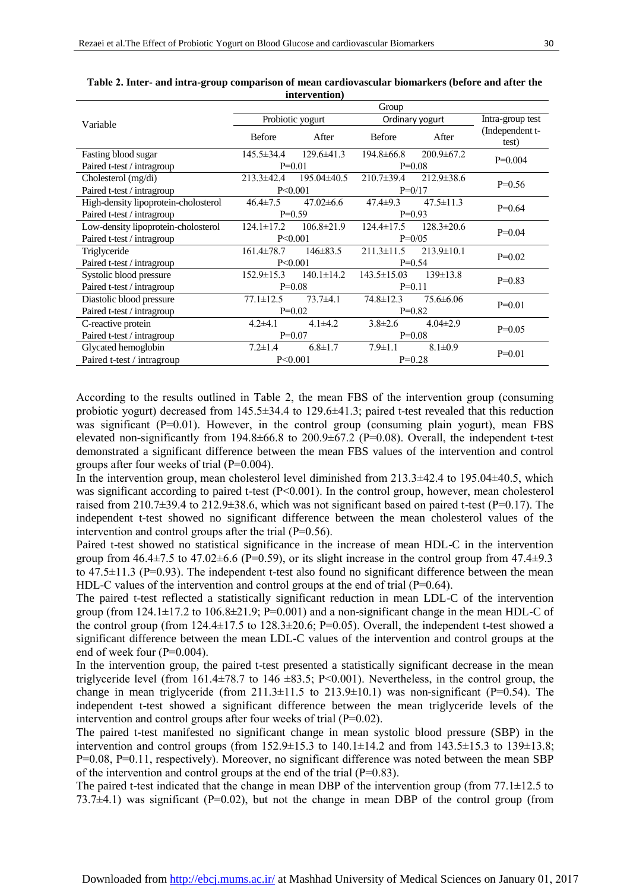**Table 2. Inter- and intra-group comparison of mean cardiovascular biomarkers (before and after the intervention)**

| Variable | Group | | | | |
|---|---|---|---|---|---|
| | Probiotic yogurt | | Ordinary yogurt | | Intra-group test (Independent t-test) |
| | Before | After | Before | After | |
| Fasting blood sugar | 145.5±34.4 | 129.6±41.3 | 194.8±66.8 | 200.9±67.2 | P=0.004 |
| Paired t-test / intragroup | P=0.01 | | P=0.08 | | |
| Cholesterol (mg/di) | 213.3±42.4 | 195.04±40.5 | 210.7±39.4 | 212.9±38.6 | P=0.56 |
| Paired t-test / intragroup | P<0.001 | | P=0/17 | | |
| High-density lipoprotein-cholesterol | 46.4±7.5 | 47.02±6.6 | 47.4±9.3 | 47.5±11.3 | P=0.64 |
| Paired t-test / intragroup | P=0.59 | | P=0.93 | | |
| Low-density lipoprotein-cholesterol | 124.1±17.2 | 106.8±21.9 | 124.4±17.5 | 128.3±20.6 | P=0.04 |
| Paired t-test / intragroup | P<0.001 | | P=0/05 | | |
| Triglyceride | 161.4±78.7 | 146±83.5 | 211.3±11.5 | 213.9±10.1 | P=0.02 |
| Paired t-test / intragroup | P<0.001 | | P=0.54 | | |
| Systolic blood pressure | 152.9±15.3 | 140.1±14.2 | 143.5±15.03 | 139±13.8 | P=0.83 |
| Paired t-test / intragroup | P=0.08 | | P=0.11 | | |
| Diastolic blood pressure | 77.1±12.5 | 73.7±4.1 | 74.8±12.3 | 75.6±6.06 | P=0.01 |
| Paired t-test / intragroup | P=0.02 | | P=0.82 | | |
| C-reactive protein | 4.2±4.1 | 4.1±4.2 | 3.8±2.6 | 4.04±2.9 | P=0.05 |
| Paired t-test / intragroup | P=0.07 | | P=0.08 | | |
| Glycated hemoglobin | 7.2±1.4 | 6.8±1.7 | 7.9±1.1 | 8.1±0.9 | P=0.01 |
| Paired t-test / intragroup | P<0.001 | | P=0.28 | | |

According to the results outlined in Table 2, the mean FBS of the intervention group (consuming probiotic yogurt) decreased from 145.5±34.4 to 129.6±41.3; paired t-test revealed that this reduction was significant (P=0.01). However, in the control group (consuming plain yogurt), mean FBS elevated non-significantly from 194.8±66.8 to 200.9±67.2 (P=0.08). Overall, the independent t-test demonstrated a significant difference between the mean FBS values of the intervention and control groups after four weeks of trial (P=0.004).

In the intervention group, mean cholesterol level diminished from 213.3±42.4 to 195.04±40.5, which was significant according to paired t-test (P<0.001). In the control group, however, mean cholesterol raised from 210.7±39.4 to 212.9±38.6, which was not significant based on paired t-test (P=0.17). The independent t-test showed no significant difference between the mean cholesterol values of the intervention and control groups after the trial (P=0.56).

Paired t-test showed no statistical significance in the increase of mean HDL-C in the intervention group from 46.4±7.5 to 47.02±6.6 (P=0.59), or its slight increase in the control group from 47.4±9.3 to 47.5±11.3 (P=0.93). The independent t-test also found no significant difference between the mean HDL-C values of the intervention and control groups at the end of trial (P=0.64).

The paired t-test reflected a statistically significant reduction in mean LDL-C of the intervention group (from 124.1±17.2 to 106.8±21.9; P=0.001) and a non-significant change in the mean HDL-C of the control group (from 124.4±17.5 to 128.3±20.6; P=0.05). Overall, the independent t-test showed a significant difference between the mean LDL-C values of the intervention and control groups at the end of week four (P=0.004).

In the intervention group, the paired t-test presented a statistically significant decrease in the mean triglyceride level (from 161.4±78.7 to 146 ±83.5; P<0.001). Nevertheless, in the control group, the change in mean triglyceride (from 211.3±11.5 to 213.9±10.1) was non-significant (P=0.54). The independent t-test showed a significant difference between the mean triglyceride levels of the intervention and control groups after four weeks of trial (P=0.02).

The paired t-test manifested no significant change in mean systolic blood pressure (SBP) in the intervention and control groups (from 152.9±15.3 to 140.1±14.2 and from 143.5±15.3 to 139±13.8; P=0.08, P=0.11, respectively). Moreover, no significant difference was noted between the mean SBP of the intervention and control groups at the end of the trial (P=0.83).

The paired t-test indicated that the change in mean DBP of the intervention group (from 77.1±12.5 to 73.7±4.1) was significant (P=0.02), but not the change in mean DBP of the control group (from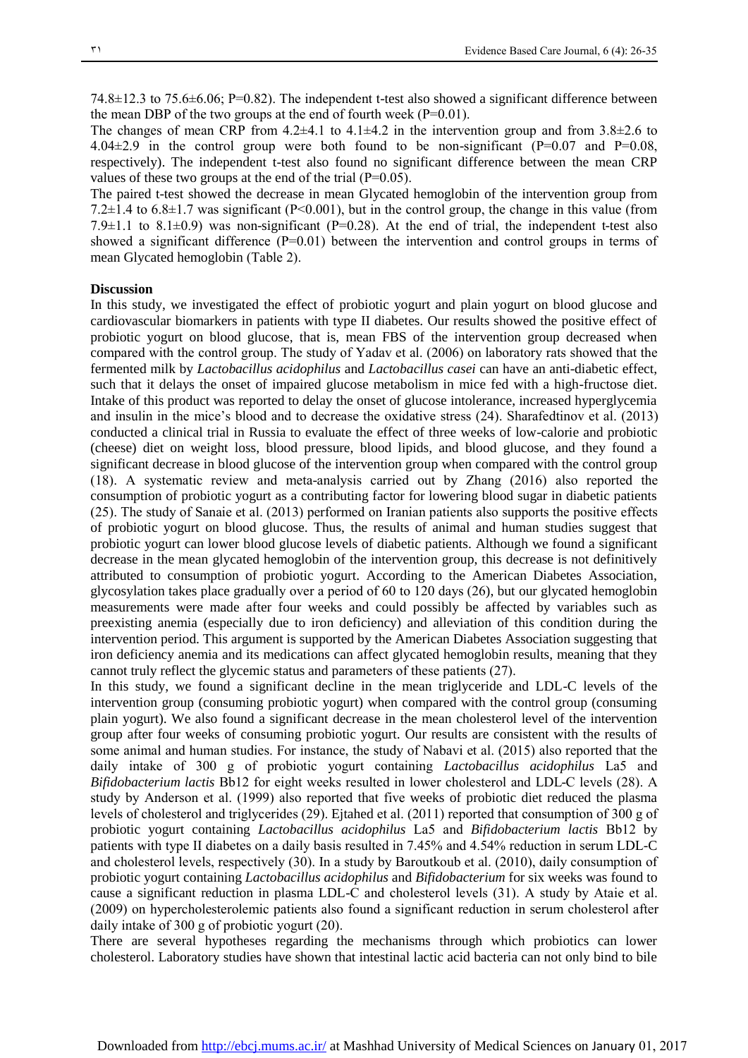74.8±12.3 to 75.6±6.06; P=0.82). The independent t-test also showed a significant difference between the mean DBP of the two groups at the end of fourth week (P=0.01).

The changes of mean CRP from 4.2±4.1 to 4.1±4.2 in the intervention group and from 3.8±2.6 to 4.04±2.9 in the control group were both found to be non-significant (P=0.07 and P=0.08, respectively). The independent t-test also found no significant difference between the mean CRP values of these two groups at the end of the trial (P=0.05).

The paired t-test showed the decrease in mean Glycated hemoglobin of the intervention group from 7.2±1.4 to 6.8±1.7 was significant (P<0.001), but in the control group, the change in this value (from 7.9±1.1 to 8.1±0.9) was non-significant (P=0.28). At the end of trial, the independent t-test also showed a significant difference (P=0.01) between the intervention and control groups in terms of mean Glycated hemoglobin (Table 2).

**Discussion**

In this study, we investigated the effect of probiotic yogurt and plain yogurt on blood glucose and cardiovascular biomarkers in patients with type II diabetes. Our results showed the positive effect of probiotic yogurt on blood glucose, that is, mean FBS of the intervention group decreased when compared with the control group. The study of Yadav et al. (2006) on laboratory rats showed that the fermented milk by *Lactobacillus acidophilus* and *Lactobacillus casei* can have an anti-diabetic effect, such that it delays the onset of impaired glucose metabolism in mice fed with a high-fructose diet. Intake of this product was reported to delay the onset of glucose intolerance, increased hyperglycemia and insulin in the mice's blood and to decrease the oxidative stress (24). Sharafedtinov et al. (2013) conducted a clinical trial in Russia to evaluate the effect of three weeks of low-calorie and probiotic (cheese) diet on weight loss, blood pressure, blood lipids, and blood glucose, and they found a significant decrease in blood glucose of the intervention group when compared with the control group (18). A systematic review and meta-analysis carried out by Zhang (2016) also reported the consumption of probiotic yogurt as a contributing factor for lowering blood sugar in diabetic patients (25). The study of Sanaie et al. (2013) performed on Iranian patients also supports the positive effects of probiotic yogurt on blood glucose. Thus, the results of animal and human studies suggest that probiotic yogurt can lower blood glucose levels of diabetic patients. Although we found a significant decrease in the mean glycated hemoglobin of the intervention group, this decrease is not definitively attributed to consumption of probiotic yogurt. According to the American Diabetes Association, glycosylation takes place gradually over a period of 60 to 120 days (26), but our glycated hemoglobin measurements were made after four weeks and could possibly be affected by variables such as preexisting anemia (especially due to iron deficiency) and alleviation of this condition during the intervention period. This argument is supported by the American Diabetes Association suggesting that iron deficiency anemia and its medications can affect glycated hemoglobin results, meaning that they cannot truly reflect the glycemic status and parameters of these patients (27).

In this study, we found a significant decline in the mean triglyceride and LDL-C levels of the intervention group (consuming probiotic yogurt) when compared with the control group (consuming plain yogurt). We also found a significant decrease in the mean cholesterol level of the intervention group after four weeks of consuming probiotic yogurt. Our results are consistent with the results of some animal and human studies. For instance, the study of Nabavi et al. (2015) also reported that the daily intake of 300 g of probiotic yogurt containing *Lactobacillus acidophilus* La5 and *Bifidobacterium lactis* Bb12 for eight weeks resulted in lower cholesterol and LDL-C levels (28). A study by Anderson et al. (1999) also reported that five weeks of probiotic diet reduced the plasma levels of cholesterol and triglycerides (29). Ejtahed et al. (2011) reported that consumption of 300 g of probiotic yogurt containing *Lactobacillus acidophilus* La5 and *Bifidobacterium lactis* Bb12 by patients with type II diabetes on a daily basis resulted in 7.45% and 4.54% reduction in serum LDL-C and cholesterol levels, respectively (30). In a study by Baroutkoub et al. (2010), daily consumption of probiotic yogurt containing *Lactobacillus acidophilus* and *Bifidobacterium* for six weeks was found to cause a significant reduction in plasma LDL-C and cholesterol levels (31). A study by Ataie et al. (2009) on hypercholesterolemic patients also found a significant reduction in serum cholesterol after daily intake of 300 g of probiotic yogurt (20).

There are several hypotheses regarding the mechanisms through which probiotics can lower cholesterol. Laboratory studies have shown that intestinal lactic acid bacteria can not only bind to bile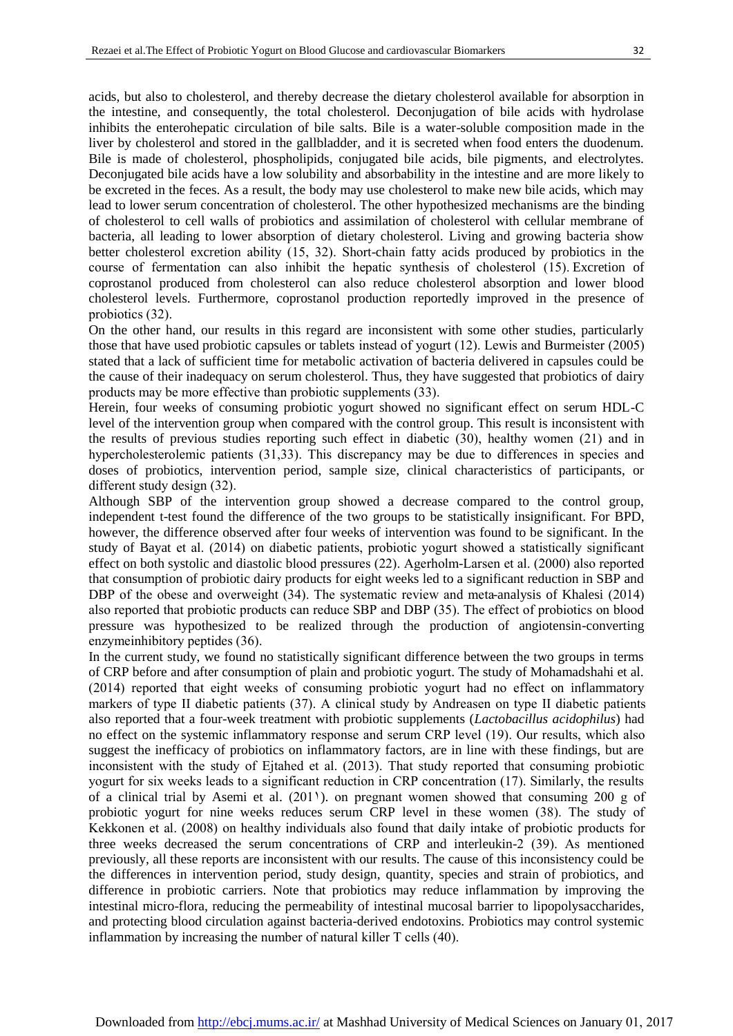acids, but also to cholesterol, and thereby decrease the dietary cholesterol available for absorption in the intestine, and consequently, the total cholesterol. Deconjugation of bile acids with hydrolase inhibits the enterohepatic circulation of bile salts. Bile is a water-soluble composition made in the liver by cholesterol and stored in the gallbladder, and it is secreted when food enters the duodenum. Bile is made of cholesterol, phospholipids, conjugated bile acids, bile pigments, and electrolytes. Deconjugated bile acids have a low solubility and absorbability in the intestine and are more likely to be excreted in the feces. As a result, the body may use cholesterol to make new bile acids, which may lead to lower serum concentration of cholesterol. The other hypothesized mechanisms are the binding of cholesterol to cell walls of probiotics and assimilation of cholesterol with cellular membrane of bacteria, all leading to lower absorption of dietary cholesterol. Living and growing bacteria show better cholesterol excretion ability (15, 32). Short-chain fatty acids produced by probiotics in the course of fermentation can also inhibit the hepatic synthesis of cholesterol (15). Excretion of coprostanol produced from cholesterol can also reduce cholesterol absorption and lower blood cholesterol levels. Furthermore, coprostanol production reportedly improved in the presence of probiotics (32).

On the other hand, our results in this regard are inconsistent with some other studies, particularly those that have used probiotic capsules or tablets instead of yogurt (12). Lewis and Burmeister (2005) stated that a lack of sufficient time for metabolic activation of bacteria delivered in capsules could be the cause of their inadequacy on serum cholesterol. Thus, they have suggested that probiotics of dairy products may be more effective than probiotic supplements (33).

Herein, four weeks of consuming probiotic yogurt showed no significant effect on serum HDL-C level of the intervention group when compared with the control group. This result is inconsistent with the results of previous studies reporting such effect in diabetic (30), healthy women (21) and in hypercholesterolemic patients (31,33). This discrepancy may be due to differences in species and doses of probiotics, intervention period, sample size, clinical characteristics of participants, or different study design (32).

Although SBP of the intervention group showed a decrease compared to the control group, independent t-test found the difference of the two groups to be statistically insignificant. For BPD, however, the difference observed after four weeks of intervention was found to be significant. In the study of Bayat et al. (2014) on diabetic patients, probiotic yogurt showed a statistically significant effect on both systolic and diastolic blood pressures (22). Agerholm-Larsen et al. (2000) also reported that consumption of probiotic dairy products for eight weeks led to a significant reduction in SBP and DBP of the obese and overweight (34). The systematic review and meta-analysis of Khalesi (2014) also reported that probiotic products can reduce SBP and DBP (35). The effect of probiotics on blood pressure was hypothesized to be realized through the production of angiotensin-converting enzymeinhibitory peptides (36).

In the current study, we found no statistically significant difference between the two groups in terms of CRP before and after consumption of plain and probiotic yogurt. The study of Mohamadshahi et al. (2014) reported that eight weeks of consuming probiotic yogurt had no effect on inflammatory markers of type II diabetic patients (37). A clinical study by Andreasen on type II diabetic patients also reported that a four-week treatment with probiotic supplements (*Lactobacillus acidophilus*) had no effect on the systemic inflammatory response and serum CRP level (19). Our results, which also suggest the inefficacy of probiotics on inflammatory factors, are in line with these findings, but are inconsistent with the study of Ejtahed et al. (2013). That study reported that consuming probiotic yogurt for six weeks leads to a significant reduction in CRP concentration (17). Similarly, the results of a clinical trial by Asemi et al. (2011). on pregnant women showed that consuming 200 g of probiotic yogurt for nine weeks reduces serum CRP level in these women (38). The study of Kekkonen et al. (2008) on healthy individuals also found that daily intake of probiotic products for three weeks decreased the serum concentrations of CRP and interleukin-2 (39). As mentioned previously, all these reports are inconsistent with our results. The cause of this inconsistency could be the differences in intervention period, study design, quantity, species and strain of probiotics, and difference in probiotic carriers. Note that probiotics may reduce inflammation by improving the intestinal micro-flora, reducing the permeability of intestinal mucosal barrier to lipopolysaccharides, and protecting blood circulation against bacteria-derived endotoxins. Probiotics may control systemic inflammation by increasing the number of natural killer T cells (40).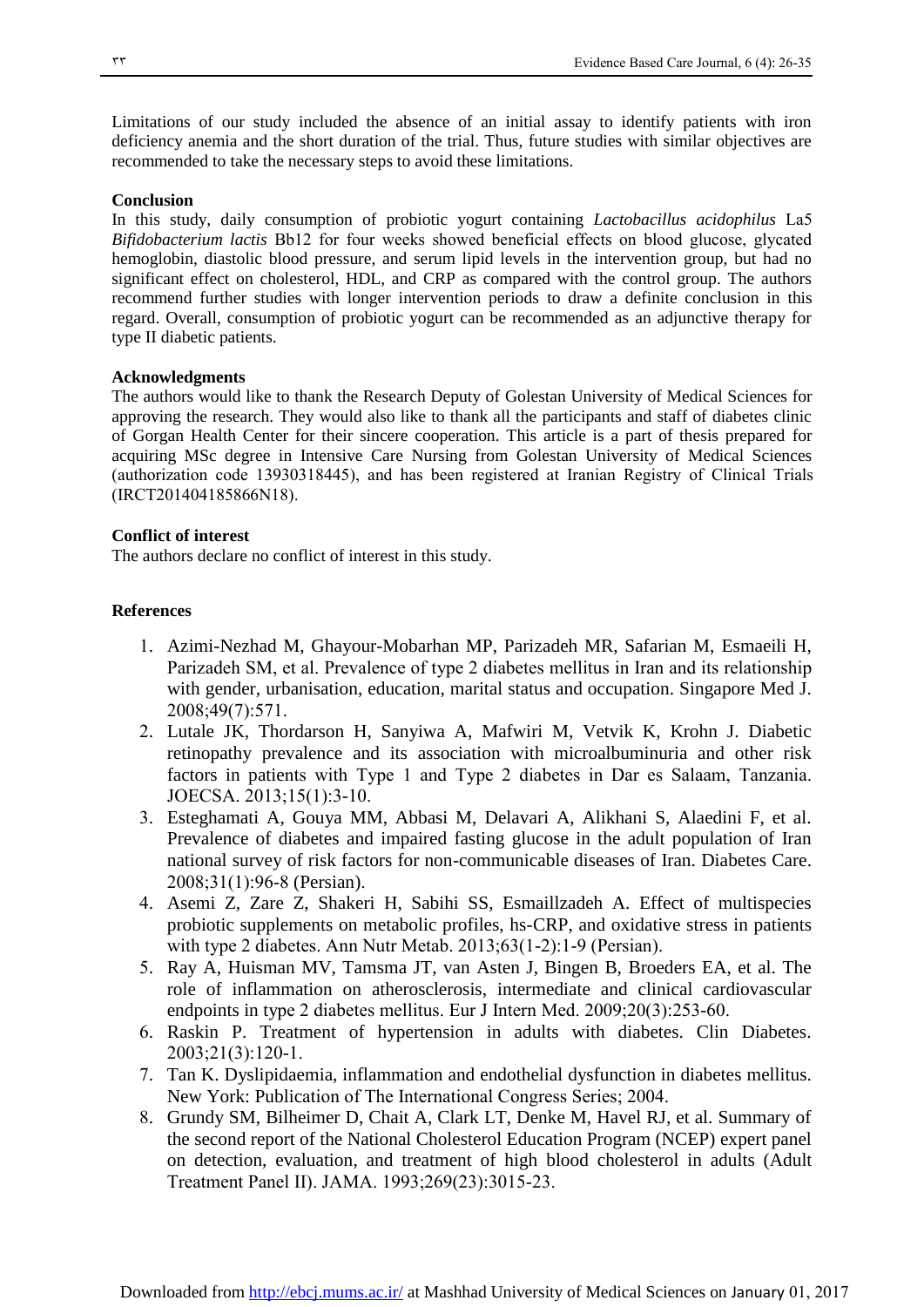Limitations of our study included the absence of an initial assay to identify patients with iron deficiency anemia and the short duration of the trial. Thus, future studies with similar objectives are recommended to take the necessary steps to avoid these limitations.

**Conclusion**

In this study, daily consumption of probiotic yogurt containing *Lactobacillus acidophilus* La5 *Bifidobacterium lactis* Bb12 for four weeks showed beneficial effects on blood glucose, glycated hemoglobin, diastolic blood pressure, and serum lipid levels in the intervention group, but had no significant effect on cholesterol, HDL, and CRP as compared with the control group. The authors recommend further studies with longer intervention periods to draw a definite conclusion in this regard. Overall, consumption of probiotic yogurt can be recommended as an adjunctive therapy for type II diabetic patients.

**Acknowledgments**

The authors would like to thank the Research Deputy of Golestan University of Medical Sciences for approving the research. They would also like to thank all the participants and staff of diabetes clinic of Gorgan Health Center for their sincere cooperation. This article is a part of thesis prepared for acquiring MSc degree in Intensive Care Nursing from Golestan University of Medical Sciences (authorization code 13930318445), and has been registered at Iranian Registry of Clinical Trials (IRCT201404185866N18).

**Conflict of interest**

The authors declare no conflict of interest in this study.

**References**

1. Azimi-Nezhad M, Ghayour-Mobarhan MP, Parizadeh MR, Safarian M, Esmaeili H, Parizadeh SM, et al. Prevalence of type 2 diabetes mellitus in Iran and its relationship with gender, urbanisation, education, marital status and occupation. Singapore Med J. 2008;49(7):571.
2. Lutale JK, Thordarson H, Sanyiwa A, Mafwiri M, Vetvik K, Krohn J. Diabetic retinopathy prevalence and its association with microalbuminuria and other risk factors in patients with Type 1 and Type 2 diabetes in Dar es Salaam, Tanzania. JOECSA. 2013;15(1):3-10.
3. Esteghamati A, Gouya MM, Abbasi M, Delavari A, Alikhani S, Alaedini F, et al. Prevalence of diabetes and impaired fasting glucose in the adult population of Iran national survey of risk factors for non-communicable diseases of Iran. Diabetes Care. 2008;31(1):96-8 (Persian).
4. Asemi Z, Zare Z, Shakeri H, Sabihi SS, Esmaillzadeh A. Effect of multispecies probiotic supplements on metabolic profiles, hs-CRP, and oxidative stress in patients with type 2 diabetes. Ann Nutr Metab. 2013;63(1-2):1-9 (Persian).
5. Ray A, Huisman MV, Tamsma JT, van Asten J, Bingen B, Broeders EA, et al. The role of inflammation on atherosclerosis, intermediate and clinical cardiovascular endpoints in type 2 diabetes mellitus. Eur J Intern Med. 2009;20(3):253-60.
6. Raskin P. Treatment of hypertension in adults with diabetes. Clin Diabetes. 2003;21(3):120-1.
7. Tan K. Dyslipidaemia, inflammation and endothelial dysfunction in diabetes mellitus. New York: Publication of The International Congress Series; 2004.
8. Grundy SM, Bilheimer D, Chait A, Clark LT, Denke M, Havel RJ, et al. Summary of the second report of the National Cholesterol Education Program (NCEP) expert panel on detection, evaluation, and treatment of high blood cholesterol in adults (Adult Treatment Panel II). JAMA. 1993;269(23):3015-23.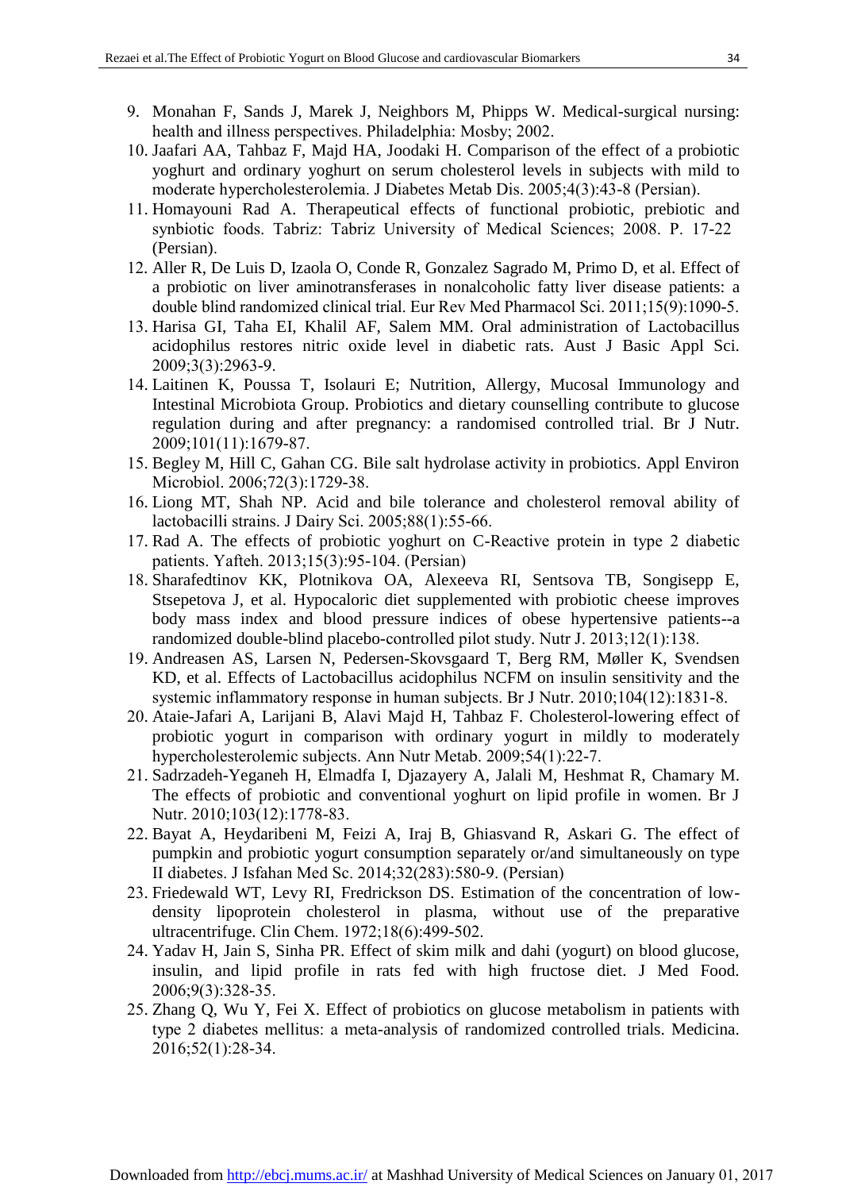9. Monahan F, Sands J, Marek J, Neighbors M, Phipps W. Medical-surgical nursing: health and illness perspectives. Philadelphia: Mosby; 2002.
10. Jaafari AA, Tahbaz F, Majd HA, Joodaki H. Comparison of the effect of a probiotic yoghurt and ordinary yoghurt on serum cholesterol levels in subjects with mild to moderate hypercholesterolemia. J Diabetes Metab Dis. 2005;4(3):43-8 (Persian).
11. Homayouni Rad A. Therapeutical effects of functional probiotic, prebiotic and synbiotic foods. Tabriz: Tabriz University of Medical Sciences; 2008. P. 17-22 (Persian).
12. Aller R, De Luis D, Izaola O, Conde R, Gonzalez Sagrado M, Primo D, et al. Effect of a probiotic on liver aminotransferases in nonalcoholic fatty liver disease patients: a double blind randomized clinical trial. Eur Rev Med Pharmacol Sci. 2011;15(9):1090-5.
13. Harisa GI, Taha EI, Khalil AF, Salem MM. Oral administration of Lactobacillus acidophilus restores nitric oxide level in diabetic rats. Aust J Basic Appl Sci. 2009;3(3):2963-9.
14. Laitinen K, Poussa T, Isolauri E; Nutrition, Allergy, Mucosal Immunology and Intestinal Microbiota Group. Probiotics and dietary counselling contribute to glucose regulation during and after pregnancy: a randomised controlled trial. Br J Nutr. 2009;101(11):1679-87.
15. Begley M, Hill C, Gahan CG. Bile salt hydrolase activity in probiotics. Appl Environ Microbiol. 2006;72(3):1729-38.
16. Liong MT, Shah NP. Acid and bile tolerance and cholesterol removal ability of lactobacilli strains. J Dairy Sci. 2005;88(1):55-66.
17. Rad A. The effects of probiotic yoghurt on C-Reactive protein in type 2 diabetic patients. Yafteh. 2013;15(3):95-104. (Persian)
18. Sharafedtinov KK, Plotnikova OA, Alexeeva RI, Sentsova TB, Songisepp E, Stsepetova J, et al. Hypocaloric diet supplemented with probiotic cheese improves body mass index and blood pressure indices of obese hypertensive patients--a randomized double-blind placebo-controlled pilot study. Nutr J. 2013;12(1):138.
19. Andreasen AS, Larsen N, Pedersen-Skovsgaard T, Berg RM, Møller K, Svendsen KD, et al. Effects of Lactobacillus acidophilus NCFM on insulin sensitivity and the systemic inflammatory response in human subjects. Br J Nutr. 2010;104(12):1831-8.
20. Ataie-Jafari A, Larijani B, Alavi Majd H, Tahbaz F. Cholesterol-lowering effect of probiotic yogurt in comparison with ordinary yogurt in mildly to moderately hypercholesterolemic subjects. Ann Nutr Metab. 2009;54(1):22-7.
21. Sadrzadeh-Yeganeh H, Elmadfa I, Djazayery A, Jalali M, Heshmat R, Chamary M. The effects of probiotic and conventional yoghurt on lipid profile in women. Br J Nutr. 2010;103(12):1778-83.
22. Bayat A, Heydaribeni M, Feizi A, Iraj B, Ghiasvand R, Askari G. The effect of pumpkin and probiotic yogurt consumption separately or/and simultaneously on type II diabetes. J Isfahan Med Sc. 2014;32(283):580-9. (Persian)
23. Friedewald WT, Levy RI, Fredrickson DS. Estimation of the concentration of low-density lipoprotein cholesterol in plasma, without use of the preparative ultracentrifuge. Clin Chem. 1972;18(6):499-502.
24. Yadav H, Jain S, Sinha PR. Effect of skim milk and dahi (yogurt) on blood glucose, insulin, and lipid profile in rats fed with high fructose diet. J Med Food. 2006;9(3):328-35.
25. Zhang Q, Wu Y, Fei X. Effect of probiotics on glucose metabolism in patients with type 2 diabetes mellitus: a meta-analysis of randomized controlled trials. Medicina. 2016;52(1):28-34.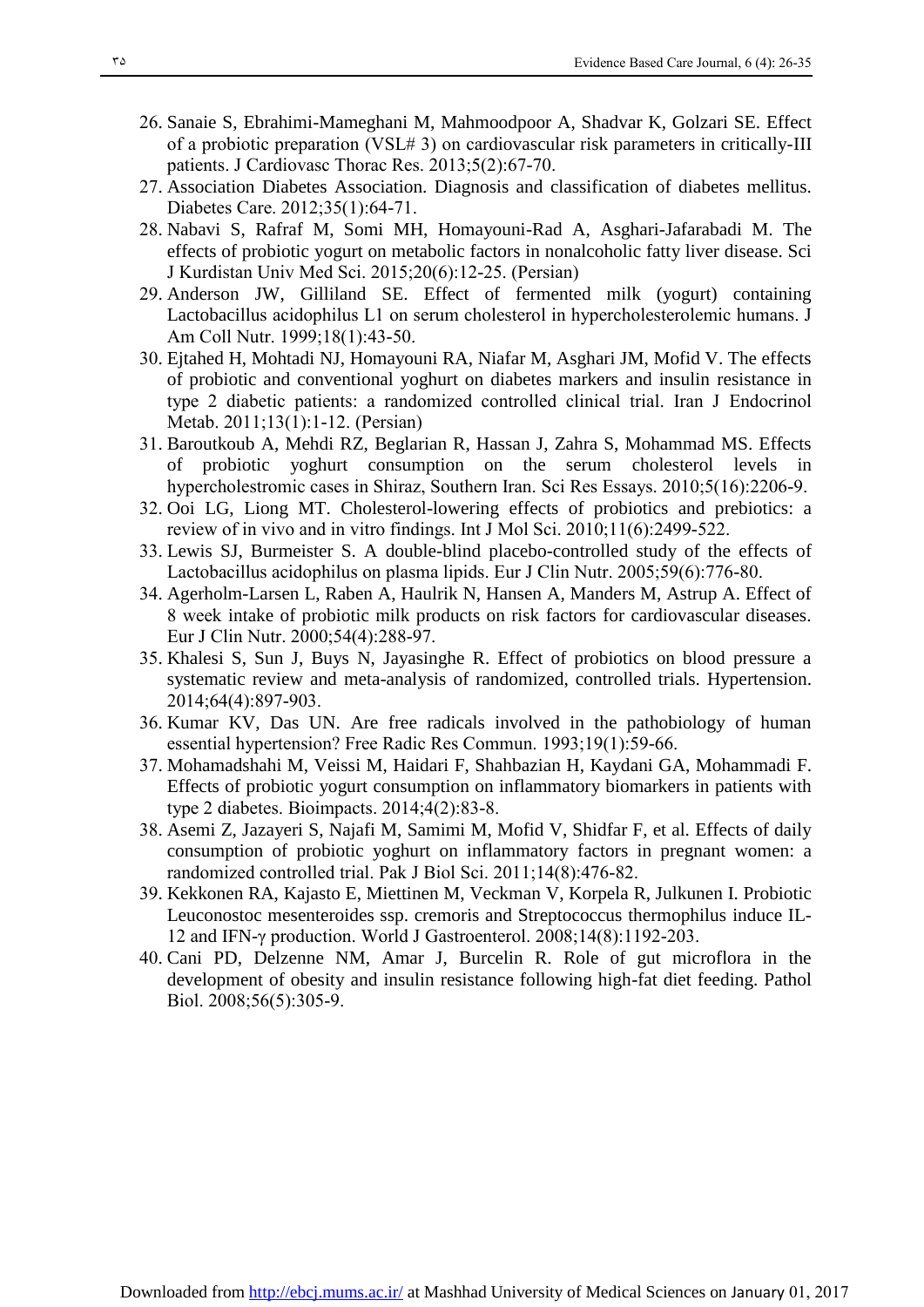26. Sanaie S, Ebrahimi-Mameghani M, Mahmoodpoor A, Shadvar K, Golzari SE. Effect of a probiotic preparation (VSL# 3) on cardiovascular risk parameters in critically-III patients. J Cardiovasc Thorac Res. 2013;5(2):67-70.
27. Association Diabetes Association. Diagnosis and classification of diabetes mellitus. Diabetes Care. 2012;35(1):64-71.
28. Nabavi S, Rafraf M, Somi MH, Homayouni-Rad A, Asghari-Jafarabadi M. The effects of probiotic yogurt on metabolic factors in nonalcoholic fatty liver disease. Sci J Kurdistan Univ Med Sci. 2015;20(6):12-25. (Persian)
29. Anderson JW, Gilliland SE. Effect of fermented milk (yogurt) containing Lactobacillus acidophilus L1 on serum cholesterol in hypercholesterolemic humans. J Am Coll Nutr. 1999;18(1):43-50.
30. Ejtahed H, Mohtadi NJ, Homayouni RA, Niafar M, Asghari JM, Mofid V. The effects of probiotic and conventional yoghurt on diabetes markers and insulin resistance in type 2 diabetic patients: a randomized controlled clinical trial. Iran J Endocrinol Metab. 2011;13(1):1-12. (Persian)
31. Baroutkoub A, Mehdi RZ, Beglarian R, Hassan J, Zahra S, Mohammad MS. Effects of probiotic yoghurt consumption on the serum cholesterol levels in hypercholestromic cases in Shiraz, Southern Iran. Sci Res Essays. 2010;5(16):2206-9.
32. Ooi LG, Liong MT. Cholesterol-lowering effects of probiotics and prebiotics: a review of in vivo and in vitro findings. Int J Mol Sci. 2010;11(6):2499-522.
33. Lewis SJ, Burmeister S. A double-blind placebo-controlled study of the effects of Lactobacillus acidophilus on plasma lipids. Eur J Clin Nutr. 2005;59(6):776-80.
34. Agerholm-Larsen L, Raben A, Haulrik N, Hansen A, Manders M, Astrup A. Effect of 8 week intake of probiotic milk products on risk factors for cardiovascular diseases. Eur J Clin Nutr. 2000;54(4):288-97.
35. Khalesi S, Sun J, Buys N, Jayasinghe R. Effect of probiotics on blood pressure a systematic review and meta-analysis of randomized, controlled trials. Hypertension. 2014;64(4):897-903.
36. Kumar KV, Das UN. Are free radicals involved in the pathobiology of human essential hypertension? Free Radic Res Commun. 1993;19(1):59-66.
37. Mohamadshahi M, Veissi M, Haidari F, Shahbazian H, Kaydani GA, Mohammadi F. Effects of probiotic yogurt consumption on inflammatory biomarkers in patients with type 2 diabetes. Bioimpacts. 2014;4(2):83-8.
38. Asemi Z, Jazayeri S, Najafi M, Samimi M, Mofid V, Shidfar F, et al. Effects of daily consumption of probiotic yoghurt on inflammatory factors in pregnant women: a randomized controlled trial. Pak J Biol Sci. 2011;14(8):476-82.
39. Kekkonen RA, Kajasto E, Miettinen M, Veckman V, Korpela R, Julkunen I. Probiotic Leuconostoc mesenteroides ssp. cremoris and Streptococcus thermophilus induce IL-12 and IFN-γ production. World J Gastroenterol. 2008;14(8):1192-203.
40. Cani PD, Delzenne NM, Amar J, Burcelin R. Role of gut microflora in the development of obesity and insulin resistance following high-fat diet feeding. Pathol Biol. 2008;56(5):305-9.